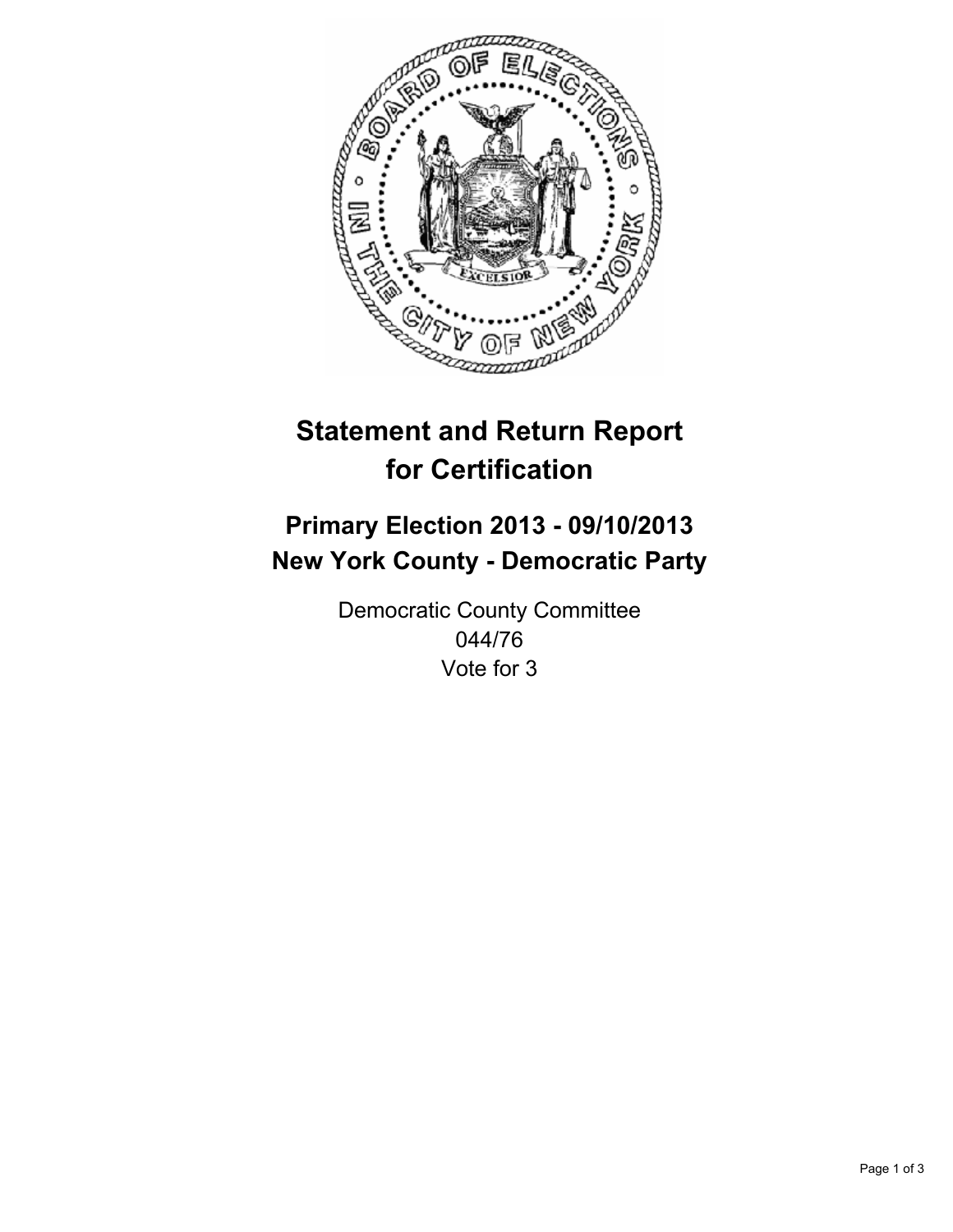# Statement and Return Report for Certification

## Primary Election 2013 - 09/10/2013
## New York County - Democratic Party

Democratic County Committee
044/76
Vote for 3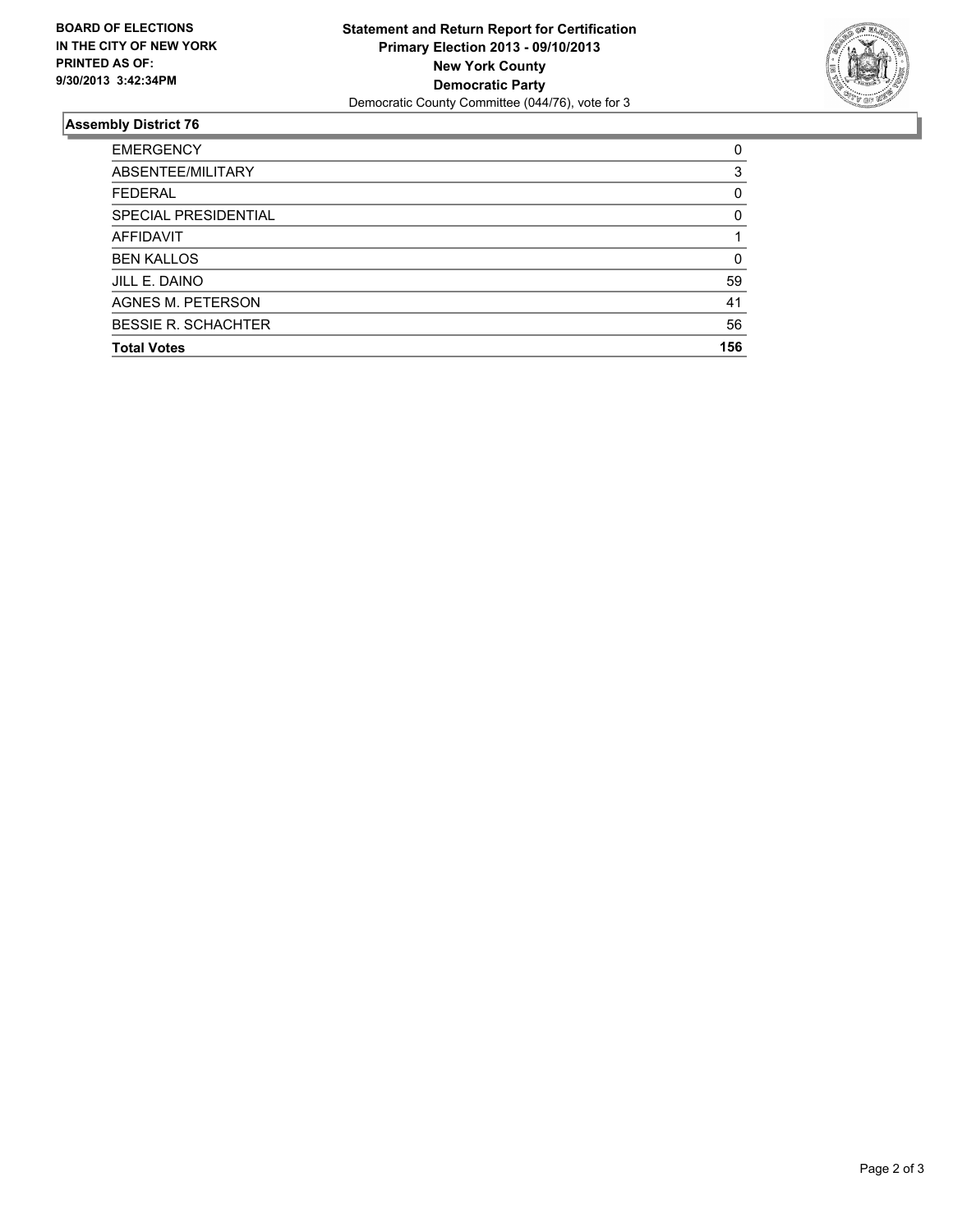**BOARD OF ELECTIONS IN THE CITY OF NEW YORK PRINTED AS OF: 9/30/2013 3:42:34PM**

**Statement and Return Report for Certification**
**Primary Election 2013 - 09/10/2013**
**New York County**
**Democratic Party**
Democratic County Committee (044/76), vote for 3

## Assembly District 76

| | |
|---|---|
| EMERGENCY | 0 |
| ABSENTEE/MILITARY | 3 |
| FEDERAL | 0 |
| SPECIAL PRESIDENTIAL | 0 |
| AFFIDAVIT | 1 |
| BEN KALLOS | 0 |
| JILL E. DAINO | 59 |
| AGNES M. PETERSON | 41 |
| BESSIE R. SCHACHTER | 56 |
| **Total Votes** | **156** |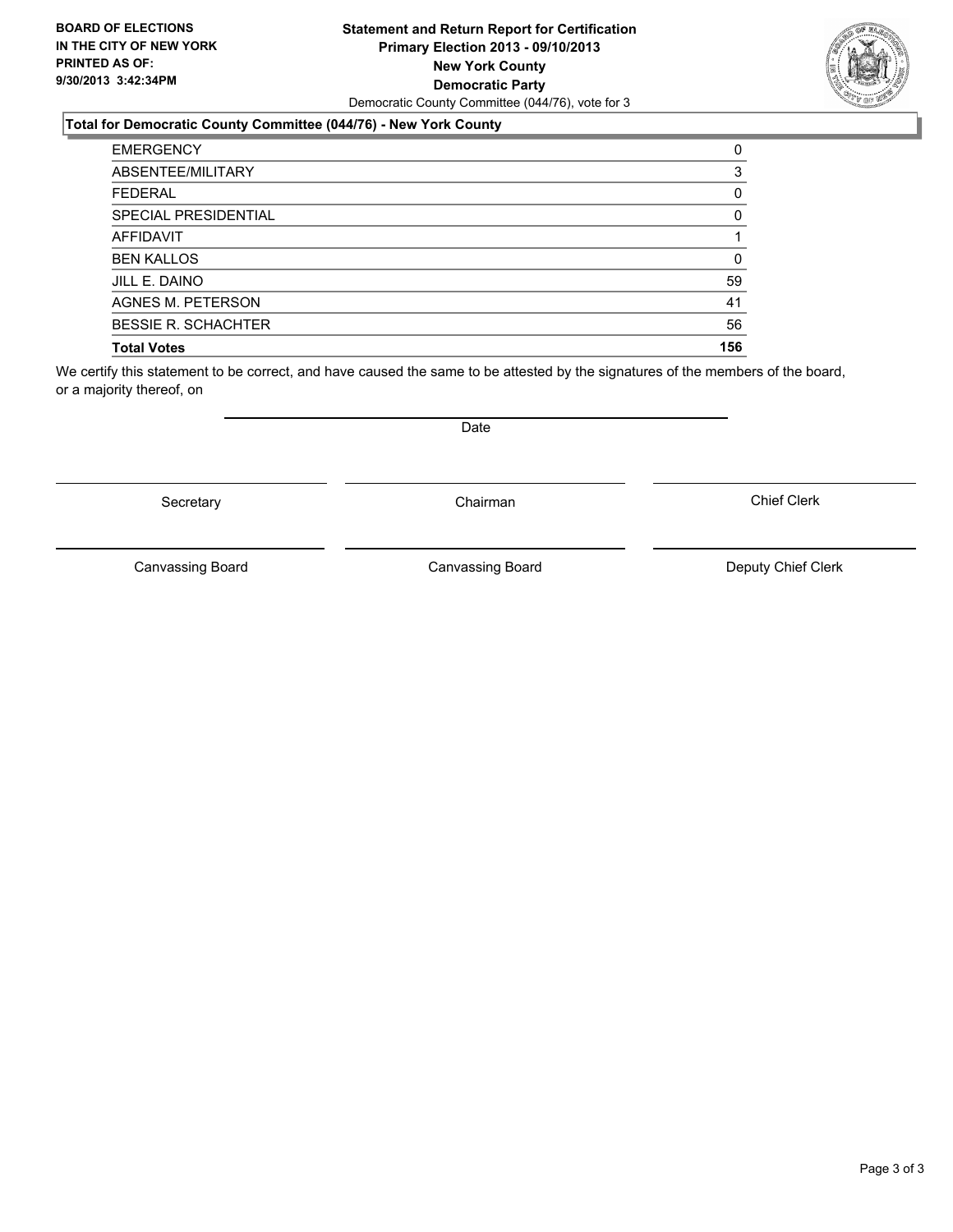**BOARD OF ELECTIONS IN THE CITY OF NEW YORK PRINTED AS OF: 9/30/2013 3:42:34PM**

**Statement and Return Report for Certification Primary Election 2013 - 09/10/2013 New York County Democratic Party**

Democratic County Committee (044/76), vote for 3

**Total for Democratic County Committee (044/76) - New York County**

| | |
|---|---|
| EMERGENCY | 0 |
| ABSENTEE/MILITARY | 3 |
| FEDERAL | 0 |
| SPECIAL PRESIDENTIAL | 0 |
| AFFIDAVIT | 1 |
| BEN KALLOS | 0 |
| JILL E. DAINO | 59 |
| AGNES M. PETERSON | 41 |
| BESSIE R. SCHACHTER | 56 |
| **Total Votes** | **156** |

We certify this statement to be correct, and have caused the same to be attested by the signatures of the members of the board, or a majority thereof, on

Date

Secretary

Chairman

Chief Clerk

Canvassing Board

Canvassing Board

Deputy Chief Clerk